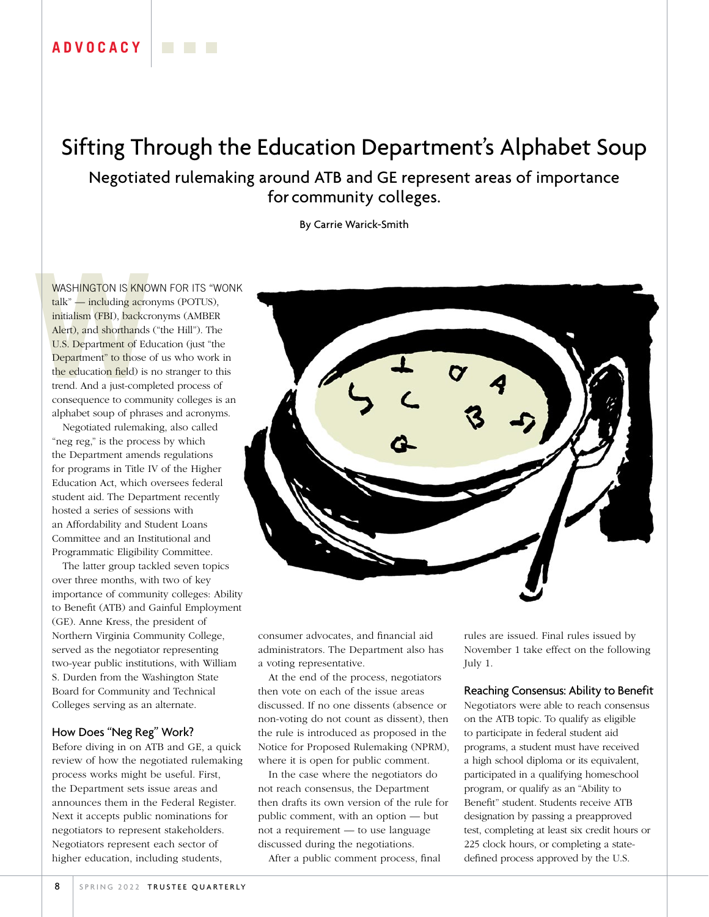# Sifting Through the Education Department's Alphabet Soup

## Negotiated rulemaking around ATB and GE represent areas of importance for community colleges.

By Carrie Warick-Smith

WASHINGTON IS KNOWN FOR ITS "WONK talk" — including acronyms (POTUS), initialism (FBI), backcronyms (AMBER Alert), and shorthands ("the Hill"). The U.S. Department of Education (just "the Department" to those of us who work in the education field) is no stranger to this trend. And a just-completed process of consequence to community colleges is an alphabet soup of phrases and acronyms.

Negotiated rulemaking, also called "neg reg," is the process by which the Department amends regulations for programs in Title IV of the Higher Education Act, which oversees federal student aid. The Department recently hosted a series of sessions with an Affordability and Student Loans Committee and an Institutional and Programmatic Eligibility Committee.

The latter group tackled seven topics over three months, with two of key importance of community colleges: Ability to Benefit (ATB) and Gainful Employment (GE). Anne Kress, the president of Northern Virginia Community College, served as the negotiator representing two-year public institutions, with William S. Durden from the Washington State Board for Community and Technical Colleges serving as an alternate.

### How Does "Neg Reg" Work?

Before diving in on ATB and GE, a quick review of how the negotiated rulemaking process works might be useful. First, the Department sets issue areas and announces them in the Federal Register. Next it accepts public nominations for negotiators to represent stakeholders. Negotiators represent each sector of higher education, including students, consumer advocates, and financial aid administrators. The Department also has a voting representative.

At the end of the process, negotiators then vote on each of the issue areas discussed. If no one dissents (absence or non-voting do not count as dissent), then the rule is introduced as proposed in the Notice for Proposed Rulemaking (NPRM), where it is open for public comment.

In the case where the negotiators do not reach consensus, the Department then drafts its own version of the rule for public comment, with an option — but not a requirement — to use language discussed during the negotiations.

After a public comment process, final rules are issued. Final rules issued by November 1 take effect on the following July 1.

### Reaching Consensus: Ability to Benefit

Negotiators were able to reach consensus on the ATB topic. To qualify as eligible to participate in federal student aid programs, a student must have received a high school diploma or its equivalent, participated in a qualifying homeschool program, or qualify as an "Ability to Benefit" student. Students receive ATB designation by passing a preapproved test, completing at least six credit hours or 225 clock hours, or completing a state-defined process approved by the U.S.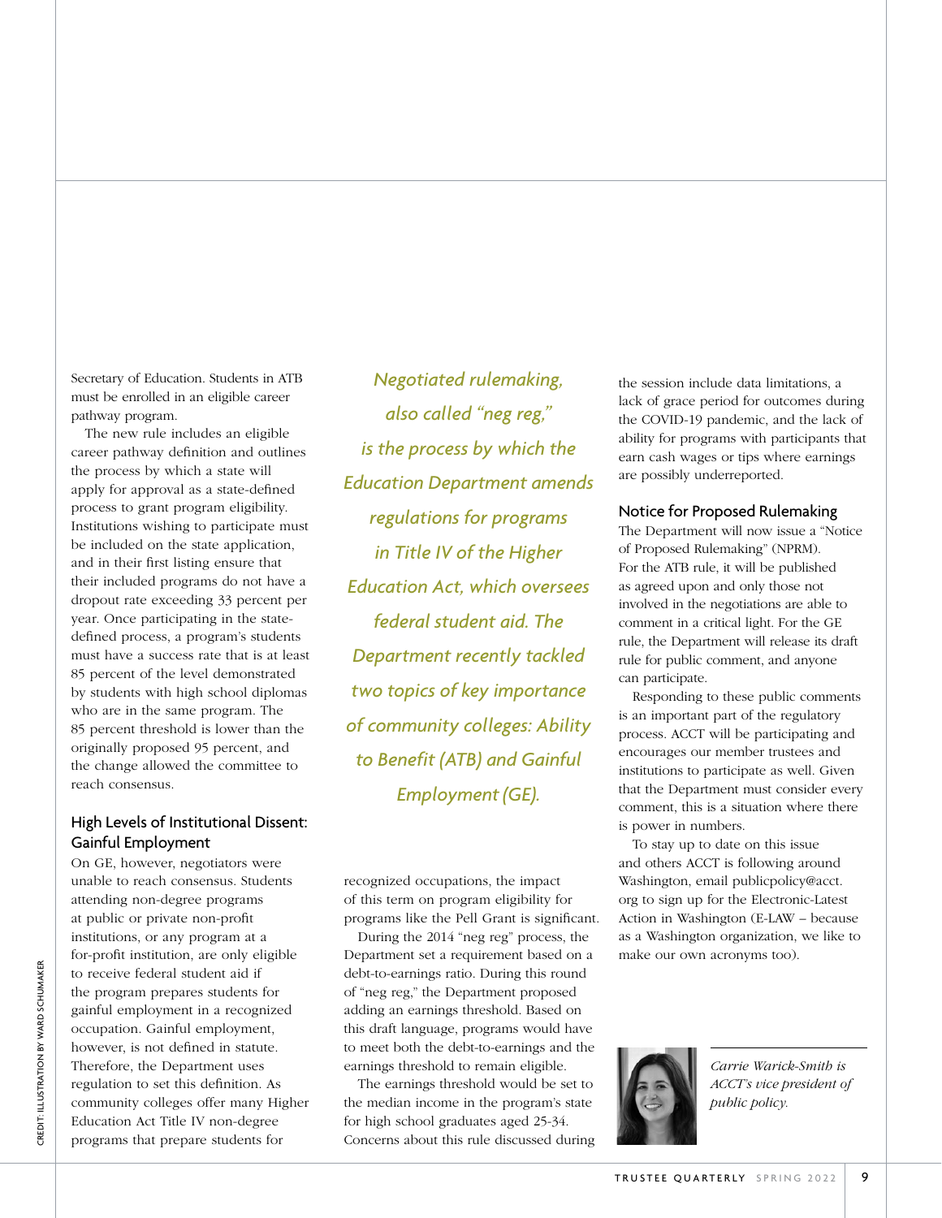Secretary of Education. Students in ATB must be enrolled in an eligible career pathway program.

The new rule includes an eligible career pathway definition and outlines the process by which a state will apply for approval as a state-defined process to grant program eligibility. Institutions wishing to participate must be included on the state application, and in their first listing ensure that their included programs do not have a dropout rate exceeding 33 percent per year. Once participating in the state-defined process, a program's students must have a success rate that is at least 85 percent of the level demonstrated by students with high school diplomas who are in the same program. The 85 percent threshold is lower than the originally proposed 95 percent, and the change allowed the committee to reach consensus.

*Negotiated rulemaking, also called "neg reg," is the process by which the Education Department amends regulations for programs in Title IV of the Higher Education Act, which oversees federal student aid. The Department recently tackled two topics of key importance of community colleges: Ability to Benefit (ATB) and Gainful Employment (GE).*

## High Levels of Institutional Dissent: Gainful Employment

On GE, however, negotiators were unable to reach consensus. Students attending non-degree programs at public or private non-profit institutions, or any program at a for-profit institution, are only eligible to receive federal student aid if the program prepares students for gainful employment in a recognized occupation. Gainful employment, however, is not defined in statute. Therefore, the Department uses regulation to set this definition. As community colleges offer many Higher Education Act Title IV non-degree programs that prepare students for recognized occupations, the impact of this term on program eligibility for programs like the Pell Grant is significant.

During the 2014 "neg reg" process, the Department set a requirement based on a debt-to-earnings ratio. During this round of "neg reg," the Department proposed adding an earnings threshold. Based on this draft language, programs would have to meet both the debt-to-earnings and the earnings threshold to remain eligible.

The earnings threshold would be set to the median income in the program's state for high school graduates aged 25-34. Concerns about this rule discussed during the session include data limitations, a lack of grace period for outcomes during the COVID-19 pandemic, and the lack of ability for programs with participants that earn cash wages or tips where earnings are possibly underreported.

## Notice for Proposed Rulemaking

The Department will now issue a "Notice of Proposed Rulemaking" (NPRM). For the ATB rule, it will be published as agreed upon and only those not involved in the negotiations are able to comment in a critical light. For the GE rule, the Department will release its draft rule for public comment, and anyone can participate.

Responding to these public comments is an important part of the regulatory process. ACCT will be participating and encourages our member trustees and institutions to participate as well. Given that the Department must consider every comment, this is a situation where there is power in numbers.

To stay up to date on this issue and others ACCT is following around Washington, email publicpolicy@acct.org to sign up for the Electronic-Latest Action in Washington (E-LAW – because as a Washington organization, we like to make our own acronyms too).

*Carrie Warick-Smith is ACCT's vice president of public policy.*

CREDIT: ILLUSTRATION BY WARD SCHUMAKER